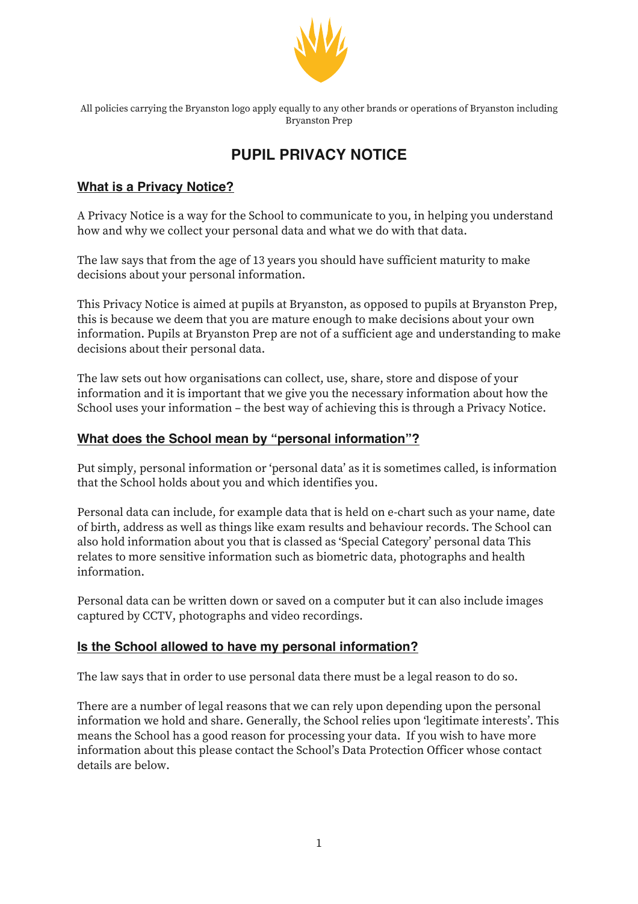All policies carrying the Bryanston logo apply equally to any other brands or operations of Bryanston including Bryanston Prep

# PUPIL PRIVACY NOTICE

## What is a Privacy Notice?

A Privacy Notice is a way for the School to communicate to you, in helping you understand how and why we collect your personal data and what we do with that data.

The law says that from the age of 13 years you should have sufficient maturity to make decisions about your personal information.

This Privacy Notice is aimed at pupils at Bryanston, as opposed to pupils at Bryanston Prep, this is because we deem that you are mature enough to make decisions about your own information. Pupils at Bryanston Prep are not of a sufficient age and understanding to make decisions about their personal data.

The law sets out how organisations can collect, use, share, store and dispose of your information and it is important that we give you the necessary information about how the School uses your information – the best way of achieving this is through a Privacy Notice.

## What does the School mean by "personal information"?

Put simply, personal information or 'personal data' as it is sometimes called, is information that the School holds about you and which identifies you.

Personal data can include, for example data that is held on e-chart such as your name, date of birth, address as well as things like exam results and behaviour records. The School can also hold information about you that is classed as 'Special Category' personal data This relates to more sensitive information such as biometric data, photographs and health information.

Personal data can be written down or saved on a computer but it can also include images captured by CCTV, photographs and video recordings.

## Is the School allowed to have my personal information?

The law says that in order to use personal data there must be a legal reason to do so.

There are a number of legal reasons that we can rely upon depending upon the personal information we hold and share. Generally, the School relies upon 'legitimate interests'. This means the School has a good reason for processing your data. If you wish to have more information about this please contact the School's Data Protection Officer whose contact details are below.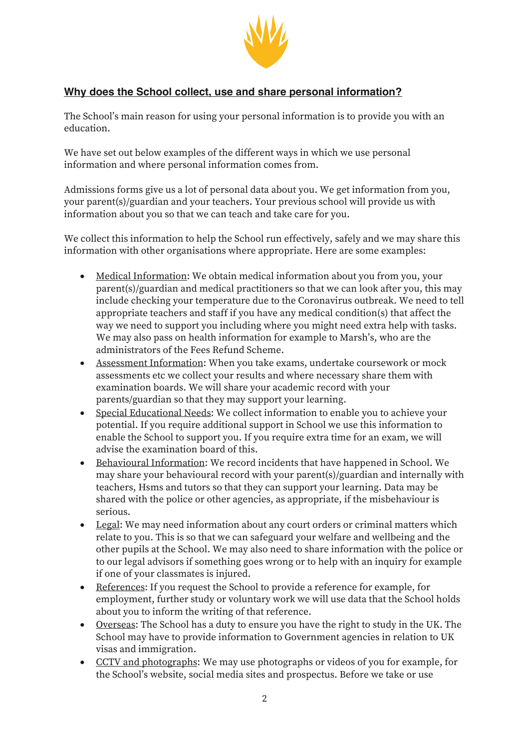## Why does the School collect, use and share personal information?

The School's main reason for using your personal information is to provide you with an education.

We have set out below examples of the different ways in which we use personal information and where personal information comes from.

Admissions forms give us a lot of personal data about you. We get information from you, your parent(s)/guardian and your teachers. Your previous school will provide us with information about you so that we can teach and take care for you.

We collect this information to help the School run effectively, safely and we may share this information with other organisations where appropriate. Here are some examples:

- Medical Information: We obtain medical information about you from you, your parent(s)/guardian and medical practitioners so that we can look after you, this may include checking your temperature due to the Coronavirus outbreak. We need to tell appropriate teachers and staff if you have any medical condition(s) that affect the way we need to support you including where you might need extra help with tasks. We may also pass on health information for example to Marsh's, who are the administrators of the Fees Refund Scheme.
- Assessment Information: When you take exams, undertake coursework or mock assessments etc we collect your results and where necessary share them with examination boards. We will share your academic record with your parents/guardian so that they may support your learning.
- Special Educational Needs: We collect information to enable you to achieve your potential. If you require additional support in School we use this information to enable the School to support you. If you require extra time for an exam, we will advise the examination board of this.
- Behavioural Information: We record incidents that have happened in School. We may share your behavioural record with your parent(s)/guardian and internally with teachers, Hsms and tutors so that they can support your learning. Data may be shared with the police or other agencies, as appropriate, if the misbehaviour is serious.
- Legal: We may need information about any court orders or criminal matters which relate to you. This is so that we can safeguard your welfare and wellbeing and the other pupils at the School. We may also need to share information with the police or to our legal advisors if something goes wrong or to help with an inquiry for example if one of your classmates is injured.
- References: If you request the School to provide a reference for example, for employment, further study or voluntary work we will use data that the School holds about you to inform the writing of that reference.
- Overseas: The School has a duty to ensure you have the right to study in the UK. The School may have to provide information to Government agencies in relation to UK visas and immigration.
- CCTV and photographs: We may use photographs or videos of you for example, for the School's website, social media sites and prospectus. Before we take or use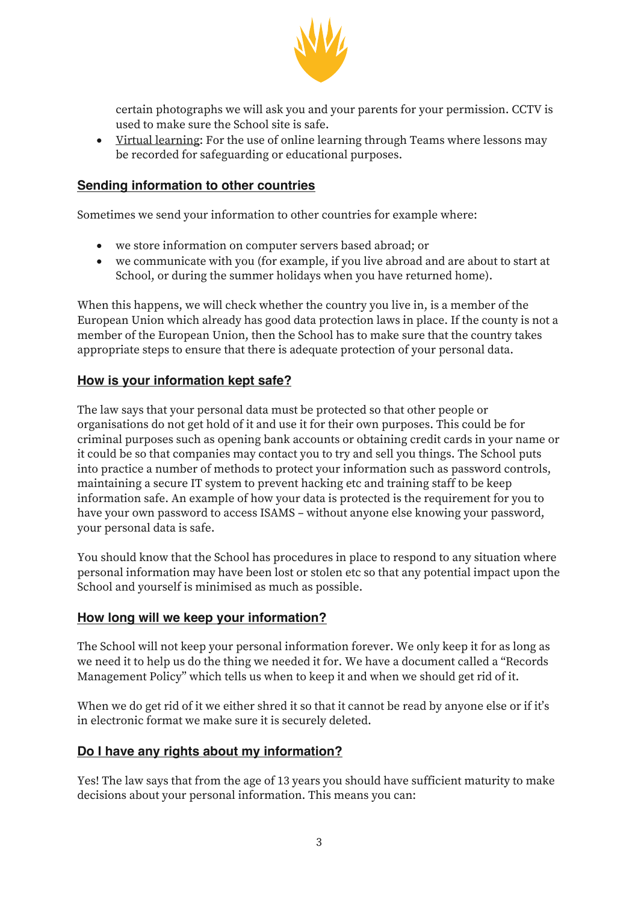certain photographs we will ask you and your parents for your permission. CCTV is used to make sure the School site is safe.

- Virtual learning: For the use of online learning through Teams where lessons may be recorded for safeguarding or educational purposes.

## Sending information to other countries

Sometimes we send your information to other countries for example where:

- we store information on computer servers based abroad; or
- we communicate with you (for example, if you live abroad and are about to start at School, or during the summer holidays when you have returned home).

When this happens, we will check whether the country you live in, is a member of the European Union which already has good data protection laws in place. If the county is not a member of the European Union, then the School has to make sure that the country takes appropriate steps to ensure that there is adequate protection of your personal data.

## How is your information kept safe?

The law says that your personal data must be protected so that other people or organisations do not get hold of it and use it for their own purposes. This could be for criminal purposes such as opening bank accounts or obtaining credit cards in your name or it could be so that companies may contact you to try and sell you things. The School puts into practice a number of methods to protect your information such as password controls, maintaining a secure IT system to prevent hacking etc and training staff to be keep information safe. An example of how your data is protected is the requirement for you to have your own password to access ISAMS – without anyone else knowing your password, your personal data is safe.

You should know that the School has procedures in place to respond to any situation where personal information may have been lost or stolen etc so that any potential impact upon the School and yourself is minimised as much as possible.

## How long will we keep your information?

The School will not keep your personal information forever. We only keep it for as long as we need it to help us do the thing we needed it for. We have a document called a "Records Management Policy" which tells us when to keep it and when we should get rid of it.

When we do get rid of it we either shred it so that it cannot be read by anyone else or if it's in electronic format we make sure it is securely deleted.

## Do I have any rights about my information?

Yes! The law says that from the age of 13 years you should have sufficient maturity to make decisions about your personal information. This means you can: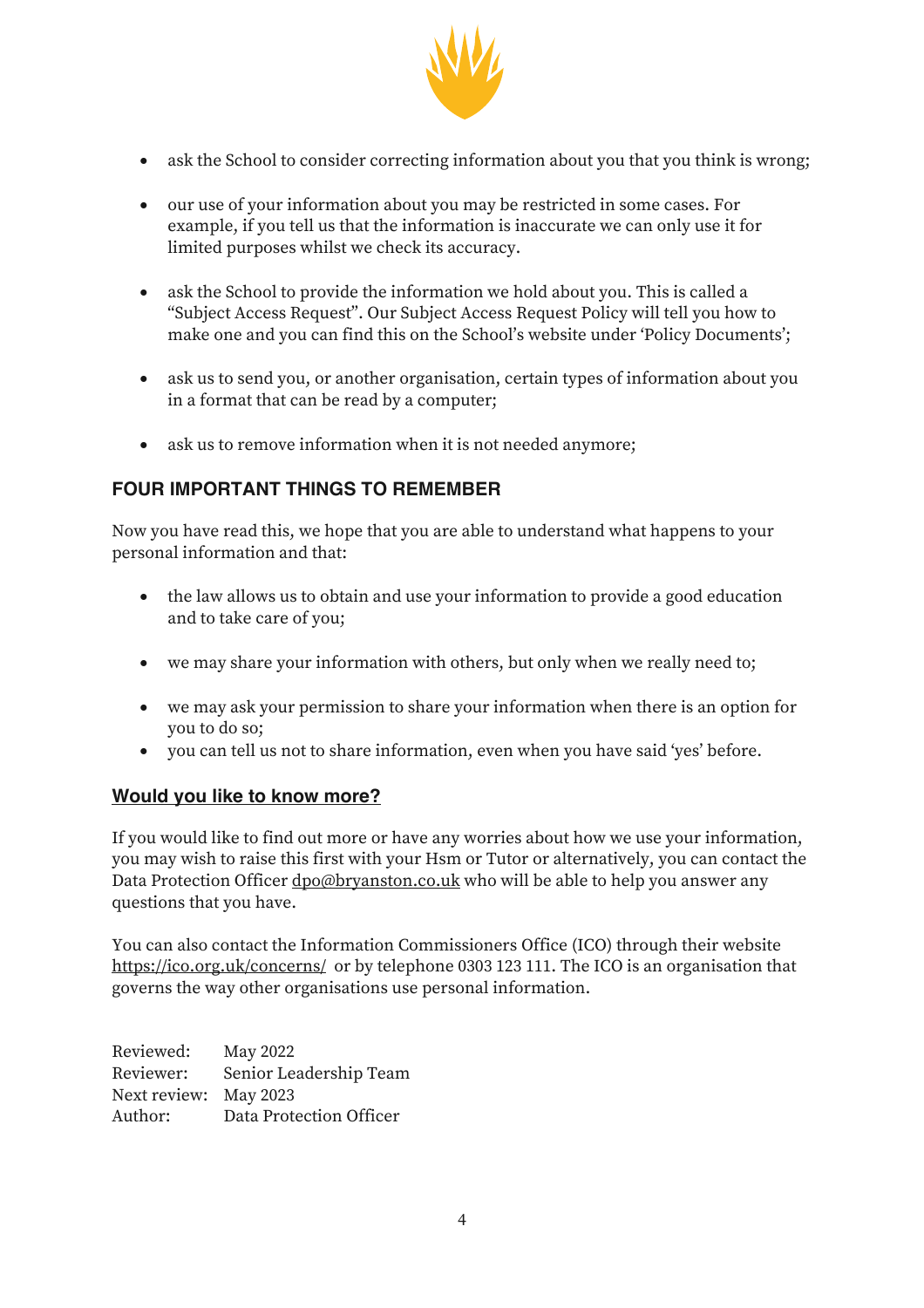- ask the School to consider correcting information about you that you think is wrong;

- our use of your information about you may be restricted in some cases. For example, if you tell us that the information is inaccurate we can only use it for limited purposes whilst we check its accuracy.

- ask the School to provide the information we hold about you. This is called a "Subject Access Request". Our Subject Access Request Policy will tell you how to make one and you can find this on the School's website under 'Policy Documents';

- ask us to send you, or another organisation, certain types of information about you in a format that can be read by a computer;

- ask us to remove information when it is not needed anymore;

## FOUR IMPORTANT THINGS TO REMEMBER

Now you have read this, we hope that you are able to understand what happens to your personal information and that:

- the law allows us to obtain and use your information to provide a good education and to take care of you;

- we may share your information with others, but only when we really need to;

- we may ask your permission to share your information when there is an option for you to do so;
- you can tell us not to share information, even when you have said 'yes' before.

## Would you like to know more?

If you would like to find out more or have any worries about how we use your information, you may wish to raise this first with your Hsm or Tutor or alternatively, you can contact the Data Protection Officer dpo@bryanston.co.uk who will be able to help you answer any questions that you have.

You can also contact the Information Commissioners Office (ICO) through their website https://ico.org.uk/concerns/ or by telephone 0303 123 111. The ICO is an organisation that governs the way other organisations use personal information.

| | |
|---|---|
| Reviewed: | May 2022 |
| Reviewer: | Senior Leadership Team |
| Next review: | May 2023 |
| Author: | Data Protection Officer |